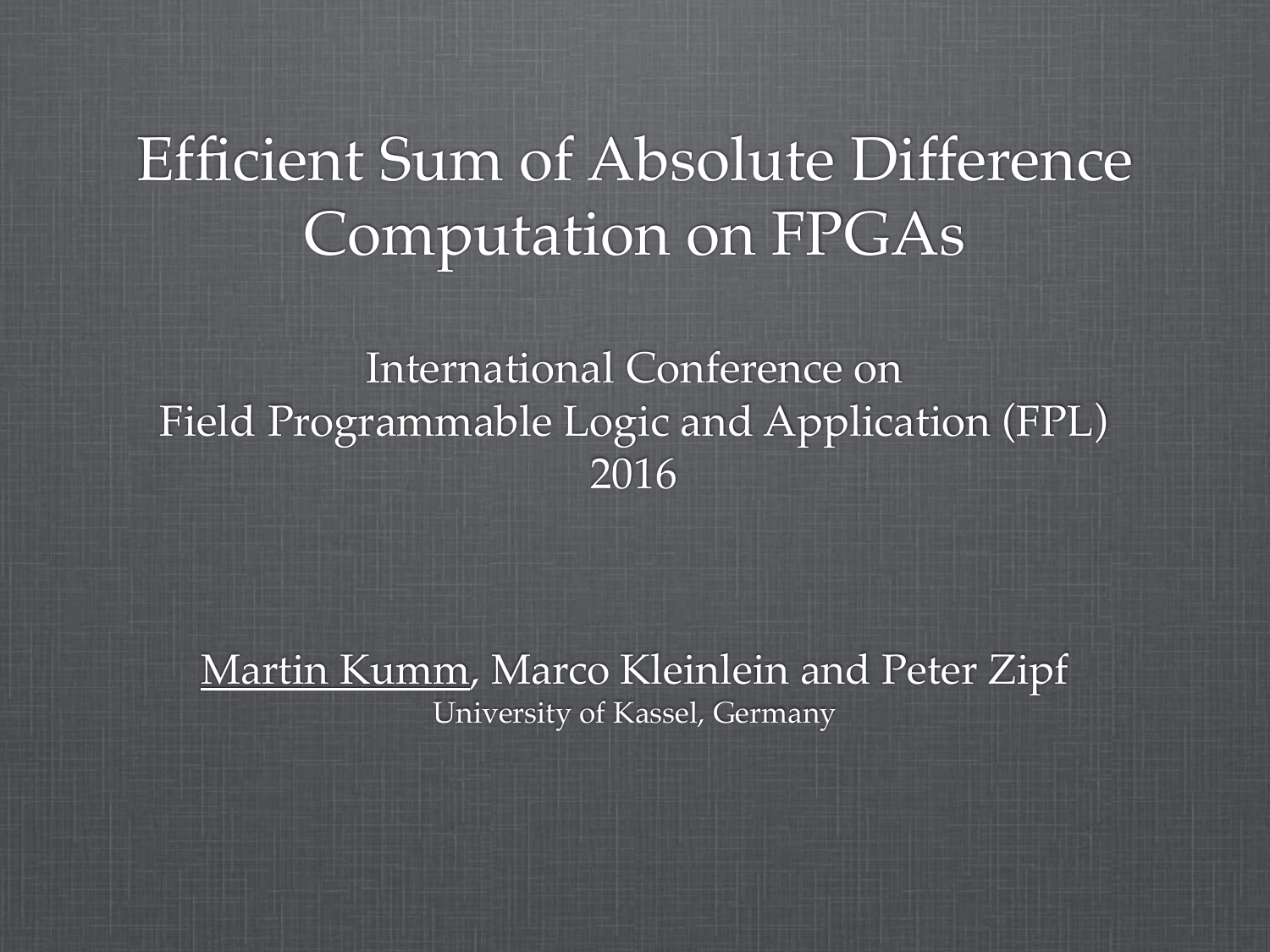# Efficient Sum of Absolute Difference Computation on FPGAs

International Conference on
Field Programmable Logic and Application (FPL)
2016

<u>Martin Kumm</u>, Marco Kleinlein and Peter Zipf
University of Kassel, Germany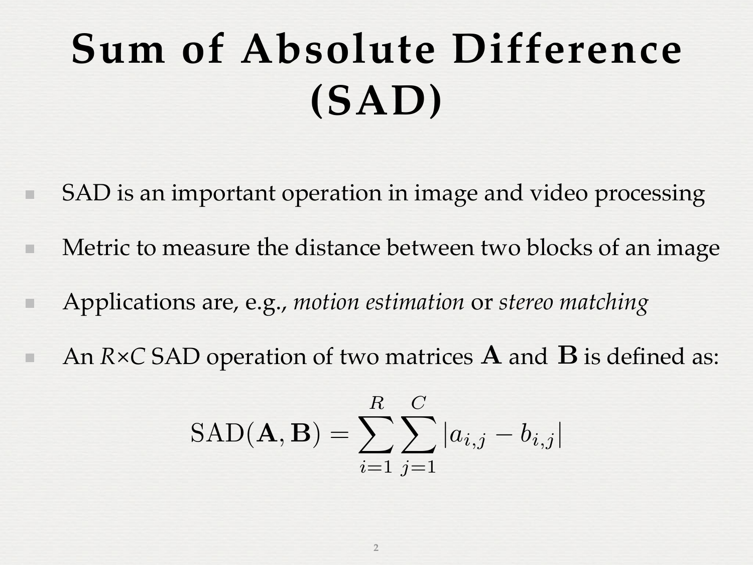# Sum of Absolute Difference (SAD)

- SAD is an important operation in image and video processing
- Metric to measure the distance between two blocks of an image
- Applications are, e.g., *motion estimation* or *stereo matching*
- An $R \times C$ SAD operation of two matrices $\mathbf{A}$ and $\mathbf{B}$ is defined as:

$$\mathrm{SAD}(\mathbf{A}, \mathbf{B}) = \sum_{i=1}^{R} \sum_{j=1}^{C} |a_{i,j} - b_{i,j}|$$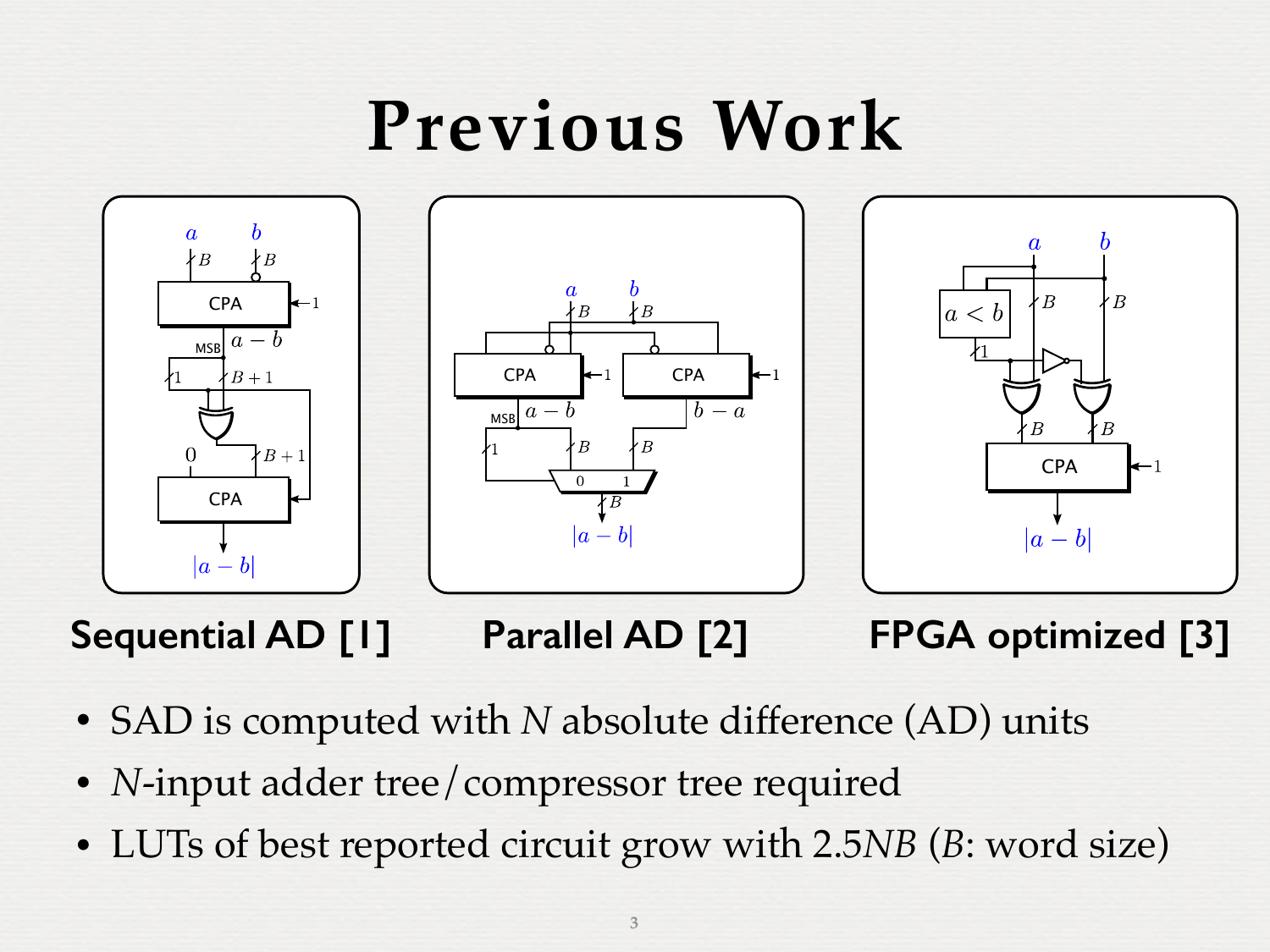# Previous Work

**Sequential AD [1]** **Parallel AD [2]** **FPGA optimized [3]**

- SAD is computed with $N$ absolute difference (AD) units
- $N$-input adder tree/compressor tree required
- LUTs of best reported circuit grow with $2.5NB$ ($B$: word size)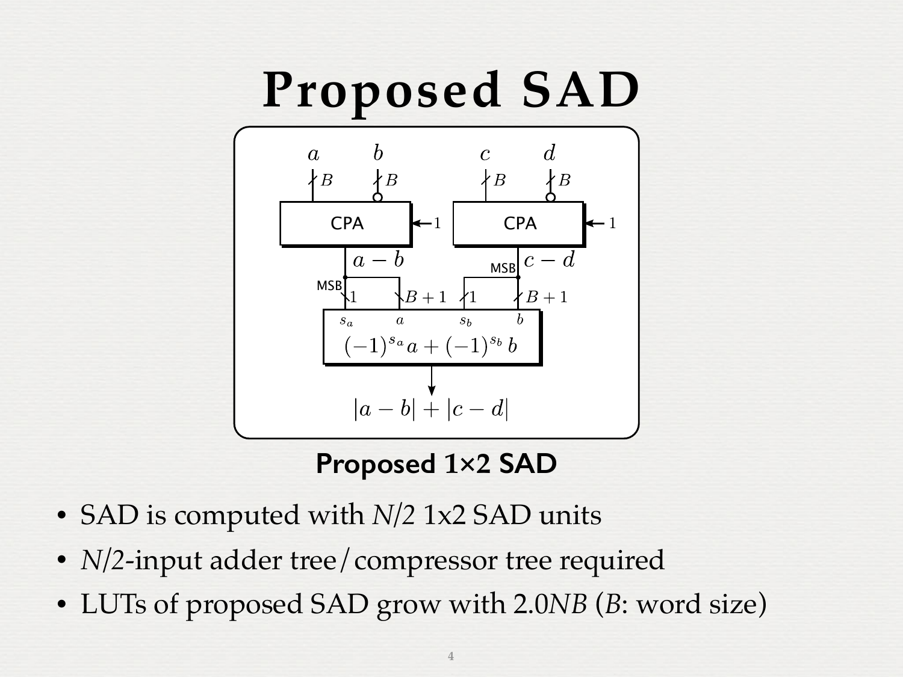# Proposed SAD

**Proposed 1×2 SAD**

- SAD is computed with *N/2* 1x2 SAD units
- *N*/2-input adder tree/compressor tree required
- LUTs of proposed SAD grow with 2.0*NB* (*B*: word size)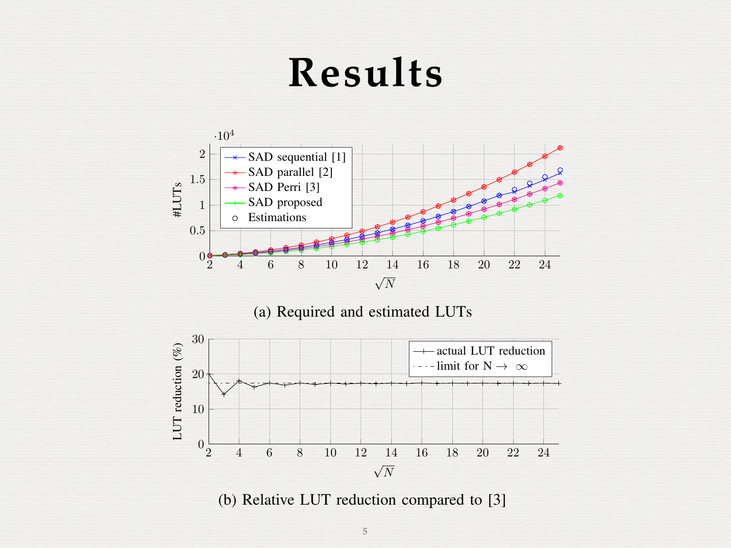# Results

(a) Required and estimated LUTs

(b) Relative LUT reduction compared to [3]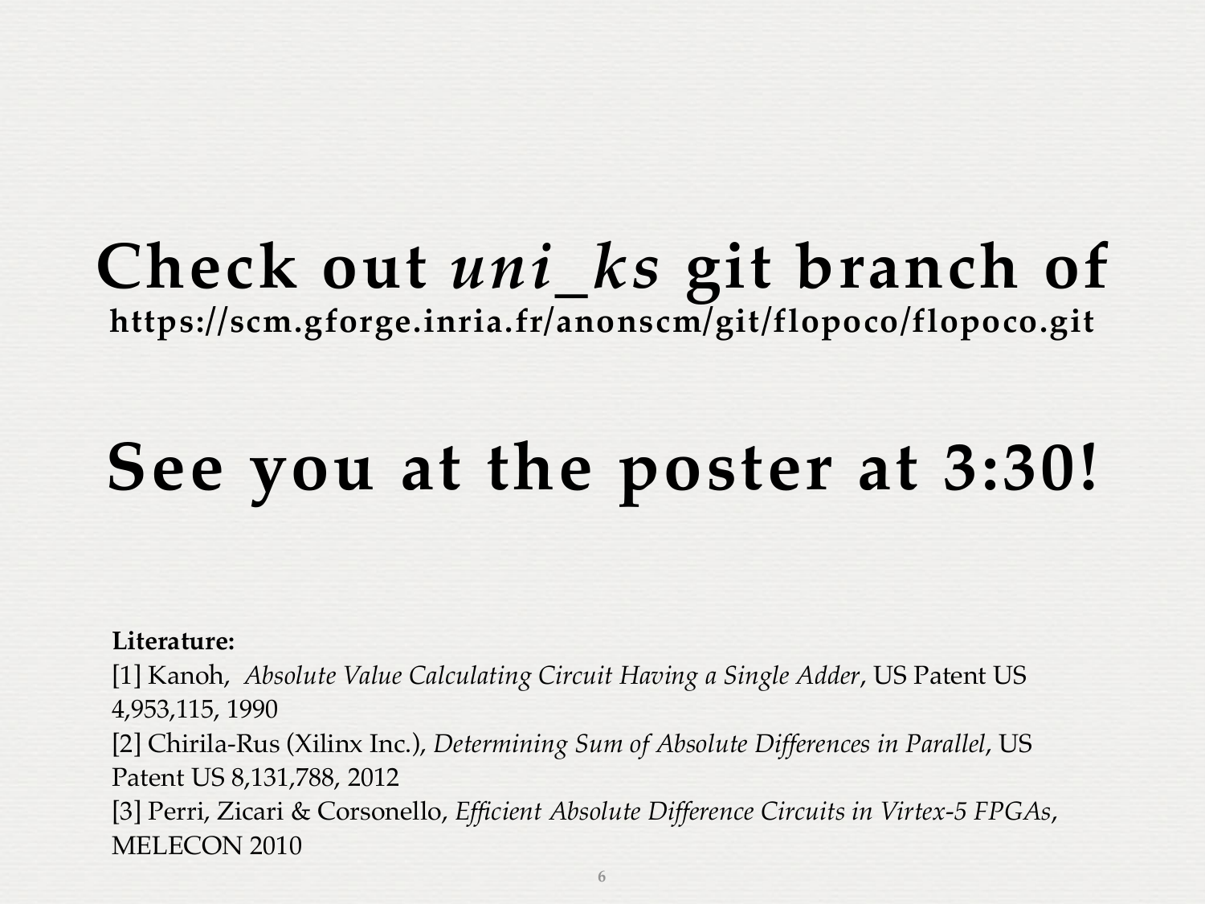# Check out *uni_ks* git branch of

**https://scm.gforge.inria.fr/anonscm/git/flopoco/flopoco.git**

# See you at the poster at 3:30!

**Literature:**

[1] Kanoh, *Absolute Value Calculating Circuit Having a Single Adder*, US Patent US 4,953,115, 1990

[2] Chirila-Rus (Xilinx Inc.), *Determining Sum of Absolute Differences in Parallel*, US Patent US 8,131,788, 2012

[3] Perri, Zicari & Corsonello, *Efficient Absolute Difference Circuits in Virtex-5 FPGAs*, MELECON 2010